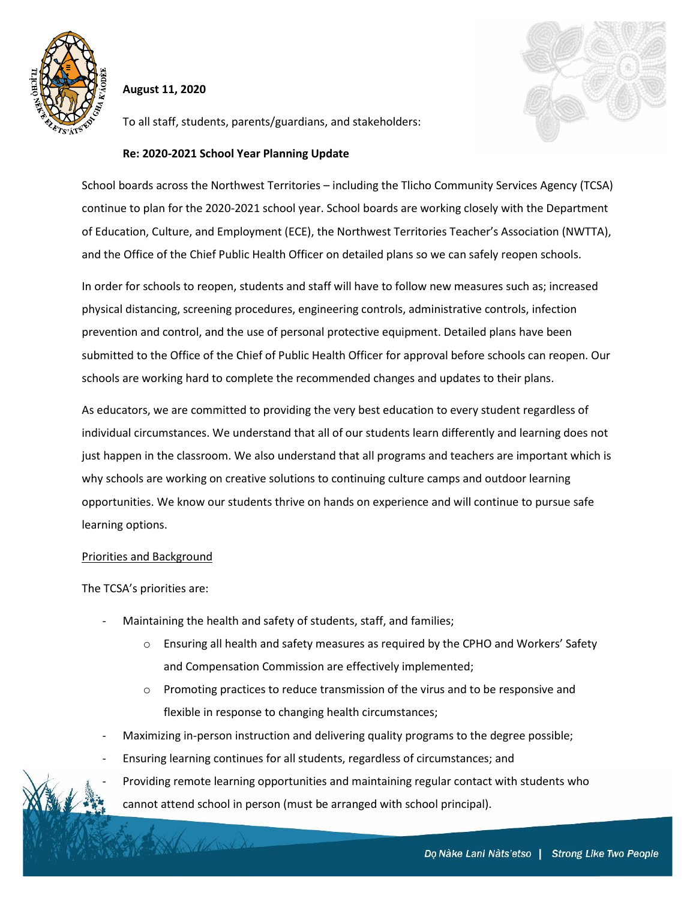**August 11, 2020**

To all staff, students, parents/guardians, and stakeholders:

**Re: 2020-2021 School Year Planning Update**

School boards across the Northwest Territories – including the Tlicho Community Services Agency (TCSA) continue to plan for the 2020-2021 school year. School boards are working closely with the Department of Education, Culture, and Employment (ECE), the Northwest Territories Teacher's Association (NWTTA), and the Office of the Chief Public Health Officer on detailed plans so we can safely reopen schools.

In order for schools to reopen, students and staff will have to follow new measures such as; increased physical distancing, screening procedures, engineering controls, administrative controls, infection prevention and control, and the use of personal protective equipment. Detailed plans have been submitted to the Office of the Chief of Public Health Officer for approval before schools can reopen. Our schools are working hard to complete the recommended changes and updates to their plans.

As educators, we are committed to providing the very best education to every student regardless of individual circumstances. We understand that all of our students learn differently and learning does not just happen in the classroom. We also understand that all programs and teachers are important which is why schools are working on creative solutions to continuing culture camps and outdoor learning opportunities. We know our students thrive on hands on experience and will continue to pursue safe learning options.

Priorities and Background

The TCSA's priorities are:

- Maintaining the health and safety of students, staff, and families;
  - Ensuring all health and safety measures as required by the CPHO and Workers' Safety and Compensation Commission are effectively implemented;
  - Promoting practices to reduce transmission of the virus and to be responsive and flexible in response to changing health circumstances;
- Maximizing in-person instruction and delivering quality programs to the degree possible;
- Ensuring learning continues for all students, regardless of circumstances; and
- Providing remote learning opportunities and maintaining regular contact with students who cannot attend school in person (must be arranged with school principal).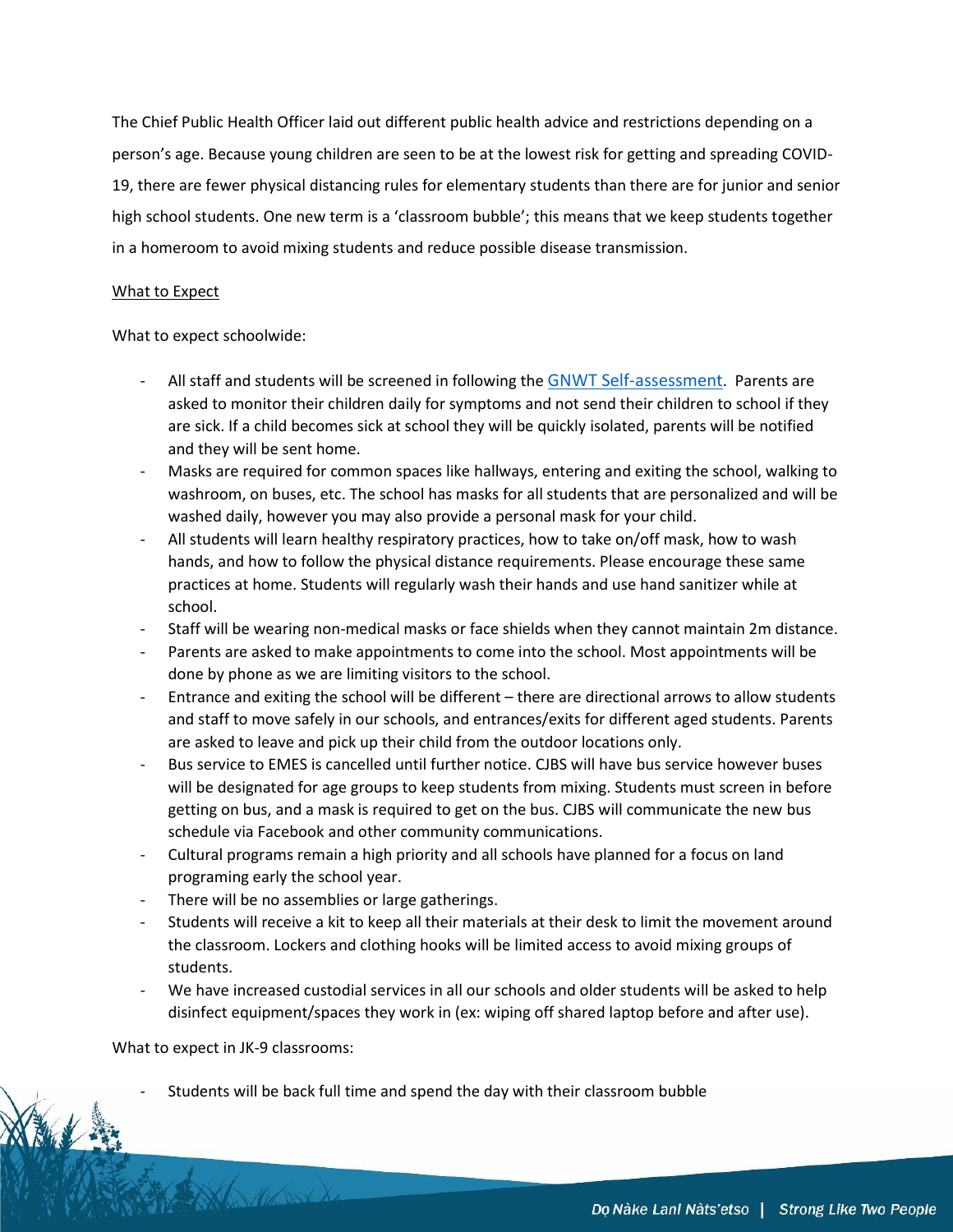The Chief Public Health Officer laid out different public health advice and restrictions depending on a person's age. Because young children are seen to be at the lowest risk for getting and spreading COVID-19, there are fewer physical distancing rules for elementary students than there are for junior and senior high school students. One new term is a 'classroom bubble'; this means that we keep students together in a homeroom to avoid mixing students and reduce possible disease transmission.

## What to Expect

What to expect schoolwide:

- All staff and students will be screened in following the GNWT Self-assessment. Parents are asked to monitor their children daily for symptoms and not send their children to school if they are sick. If a child becomes sick at school they will be quickly isolated, parents will be notified and they will be sent home.
- Masks are required for common spaces like hallways, entering and exiting the school, walking to washroom, on buses, etc. The school has masks for all students that are personalized and will be washed daily, however you may also provide a personal mask for your child.
- All students will learn healthy respiratory practices, how to take on/off mask, how to wash hands, and how to follow the physical distance requirements. Please encourage these same practices at home. Students will regularly wash their hands and use hand sanitizer while at school.
- Staff will be wearing non-medical masks or face shields when they cannot maintain 2m distance.
- Parents are asked to make appointments to come into the school. Most appointments will be done by phone as we are limiting visitors to the school.
- Entrance and exiting the school will be different – there are directional arrows to allow students and staff to move safely in our schools, and entrances/exits for different aged students. Parents are asked to leave and pick up their child from the outdoor locations only.
- Bus service to EMES is cancelled until further notice. CJBS will have bus service however buses will be designated for age groups to keep students from mixing. Students must screen in before getting on bus, and a mask is required to get on the bus. CJBS will communicate the new bus schedule via Facebook and other community communications.
- Cultural programs remain a high priority and all schools have planned for a focus on land programing early the school year.
- There will be no assemblies or large gatherings.
- Students will receive a kit to keep all their materials at their desk to limit the movement around the classroom. Lockers and clothing hooks will be limited access to avoid mixing groups of students.
- We have increased custodial services in all our schools and older students will be asked to help disinfect equipment/spaces they work in (ex: wiping off shared laptop before and after use).

What to expect in JK-9 classrooms:

- Students will be back full time and spend the day with their classroom bubble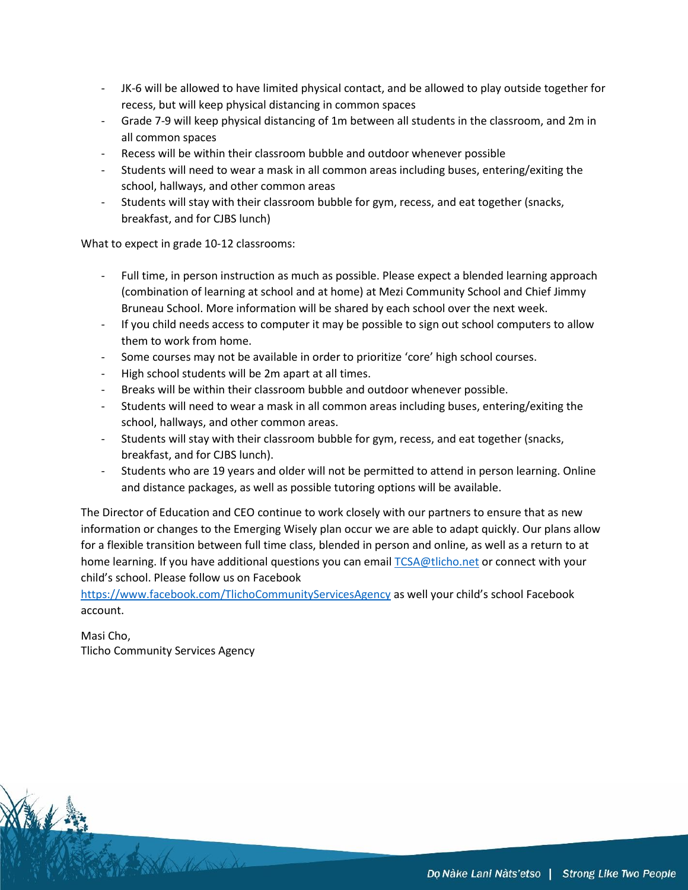- JK-6 will be allowed to have limited physical contact, and be allowed to play outside together for recess, but will keep physical distancing in common spaces
- Grade 7-9 will keep physical distancing of 1m between all students in the classroom, and 2m in all common spaces
- Recess will be within their classroom bubble and outdoor whenever possible
- Students will need to wear a mask in all common areas including buses, entering/exiting the school, hallways, and other common areas
- Students will stay with their classroom bubble for gym, recess, and eat together (snacks, breakfast, and for CJBS lunch)

What to expect in grade 10-12 classrooms:

- Full time, in person instruction as much as possible. Please expect a blended learning approach (combination of learning at school and at home) at Mezi Community School and Chief Jimmy Bruneau School. More information will be shared by each school over the next week.
- If you child needs access to computer it may be possible to sign out school computers to allow them to work from home.
- Some courses may not be available in order to prioritize 'core' high school courses.
- High school students will be 2m apart at all times.
- Breaks will be within their classroom bubble and outdoor whenever possible.
- Students will need to wear a mask in all common areas including buses, entering/exiting the school, hallways, and other common areas.
- Students will stay with their classroom bubble for gym, recess, and eat together (snacks, breakfast, and for CJBS lunch).
- Students who are 19 years and older will not be permitted to attend in person learning. Online and distance packages, as well as possible tutoring options will be available.

The Director of Education and CEO continue to work closely with our partners to ensure that as new information or changes to the Emerging Wisely plan occur we are able to adapt quickly. Our plans allow for a flexible transition between full time class, blended in person and online, as well as a return to at home learning. If you have additional questions you can email TCSA@tlicho.net or connect with your child's school. Please follow us on Facebook https://www.facebook.com/TlichoCommunityServicesAgency as well your child's school Facebook account.

Masi Cho,
Tlicho Community Services Agency